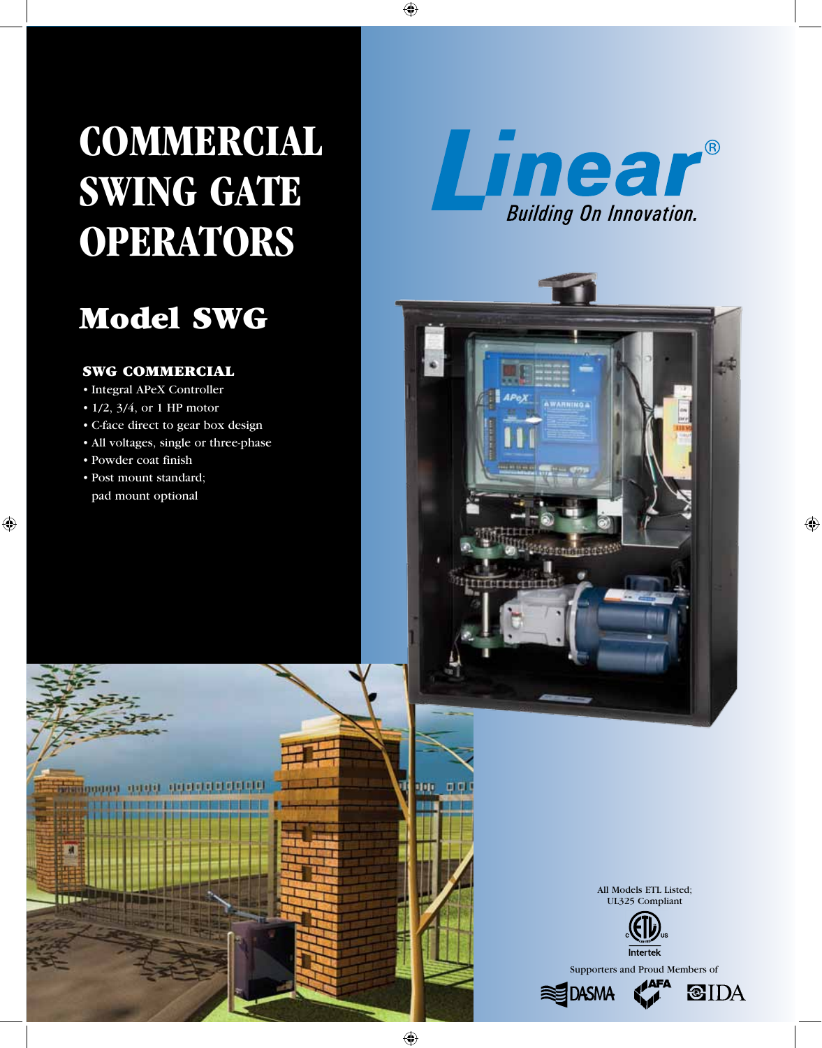# COMMERCIAL SWING GATE OPERATORS

## Model SWG

### SWG COMMERCIAL

- Integral APeX Controller
- 1/2, 3/4, or 1 HP motor
- C-face direct to gear box design
- All voltages, single or three-phase
- Powder coat finish
- Post mount standard; pad mount optional

Linear®
*Building On Innovation.*

All Models ETL Listed; UL325 Compliant

Intertek

Supporters and Proud Members of

DASMA AFA IDA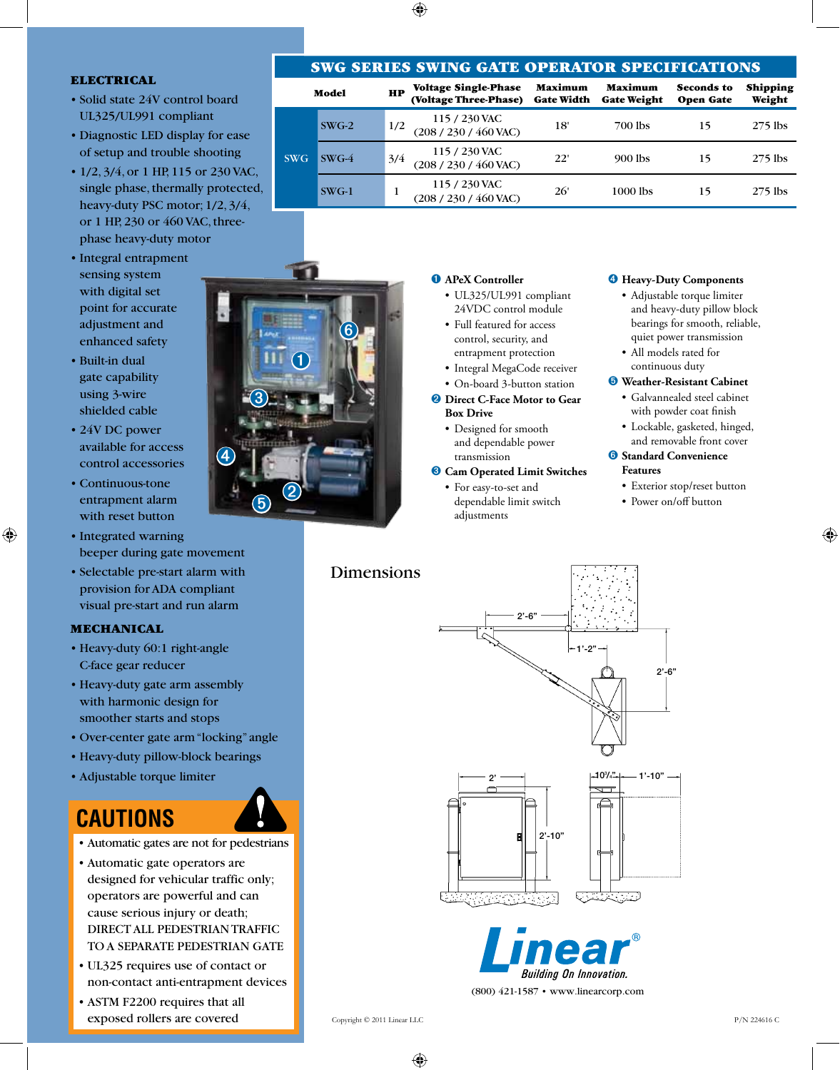## ELECTRICAL

- Solid state 24V control board UL325/UL991 compliant
- Diagnostic LED display for ease of setup and trouble shooting
- 1/2, 3/4, or 1 HP, 115 or 230 VAC, single phase, thermally protected, heavy-duty PSC motor; 1/2, 3/4, or 1 HP, 230 or 460 VAC, three-phase heavy-duty motor
- Integral entrapment sensing system with digital set point for accurate adjustment and enhanced safety
- Built-in dual gate capability using 3-wire shielded cable
- 24V DC power available for access control accessories
- Continuous-tone entrapment alarm with reset button
- Integrated warning beeper during gate movement
- Selectable pre-start alarm with provision for ADA compliant visual pre-start and run alarm

## MECHANICAL

- Heavy-duty 60:1 right-angle C-face gear reducer
- Heavy-duty gate arm assembly with harmonic design for smoother starts and stops
- Over-center gate arm "locking" angle
- Heavy-duty pillow-block bearings
- Adjustable torque limiter

## CAUTIONS

- Automatic gates are not for pedestrians
- Automatic gate operators are designed for vehicular traffic only; operators are powerful and can cause serious injury or death; DIRECT ALL PEDESTRIAN TRAFFIC TO A SEPARATE PEDESTRIAN GATE
- UL325 requires use of contact or non-contact anti-entrapment devices
- ASTM F2200 requires that all exposed rollers are covered

## SWG SERIES SWING GATE OPERATOR SPECIFICATIONS

| | Model | HP | Voltage Single-Phase (Voltage Three-Phase) | Maximum Gate Width | Maximum Gate Weight | Seconds to Open Gate | Shipping Weight |
|---|---|---|---|---|---|---|---|
| SWG | SWG-2 | 1/2 | 115 / 230 VAC (208 / 230 / 460 VAC) | 18' | 700 lbs | 15 | 275 lbs |
| | SWG-4 | 3/4 | 115 / 230 VAC (208 / 230 / 460 VAC) | 22' | 900 lbs | 15 | 275 lbs |
| | SWG-1 | 1 | 115 / 230 VAC (208 / 230 / 460 VAC) | 26' | 1000 lbs | 15 | 275 lbs |

**1 APeX Controller**
- UL325/UL991 compliant 24VDC control module
- Full featured for access control, security, and entrapment protection
- Integral MegaCode receiver
- On-board 3-button station

**2 Direct C-Face Motor to Gear Box Drive**
- Designed for smooth and dependable power transmission

**3 Cam Operated Limit Switches**
- For easy-to-set and dependable limit switch adjustments

**4 Heavy-Duty Components**
- Adjustable torque limiter and heavy-duty pillow block bearings for smooth, reliable, quiet power transmission
- All models rated for continuous duty

**5 Weather-Resistant Cabinet**
- Galvannealed steel cabinet with powder coat finish
- Lockable, gasketed, hinged, and removable front cover

**6 Standard Convenience Features**
- Exterior stop/reset button
- Power on/off button

## Dimensions

2'-6"
1'-2"
2'-6"
2'
2'-10"
10$\frac{3}{4}$"
1'-10"

**Linear®** Building On Innovation.

(800) 421-1587 • www.linearcorp.com

Copyright © 2011 Linear LLC

P/N 224616 C